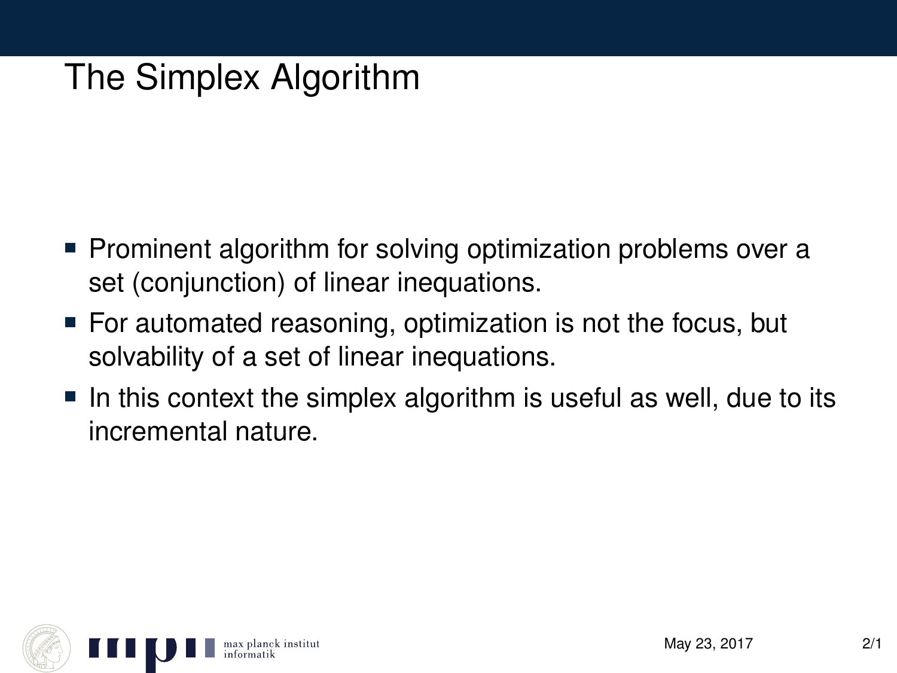# The Simplex Algorithm

- Prominent algorithm for solving optimization problems over a set (conjunction) of linear inequations.
- For automated reasoning, optimization is not the focus, but solvability of a set of linear inequations.
- In this context the simplex algorithm is useful as well, due to its incremental nature.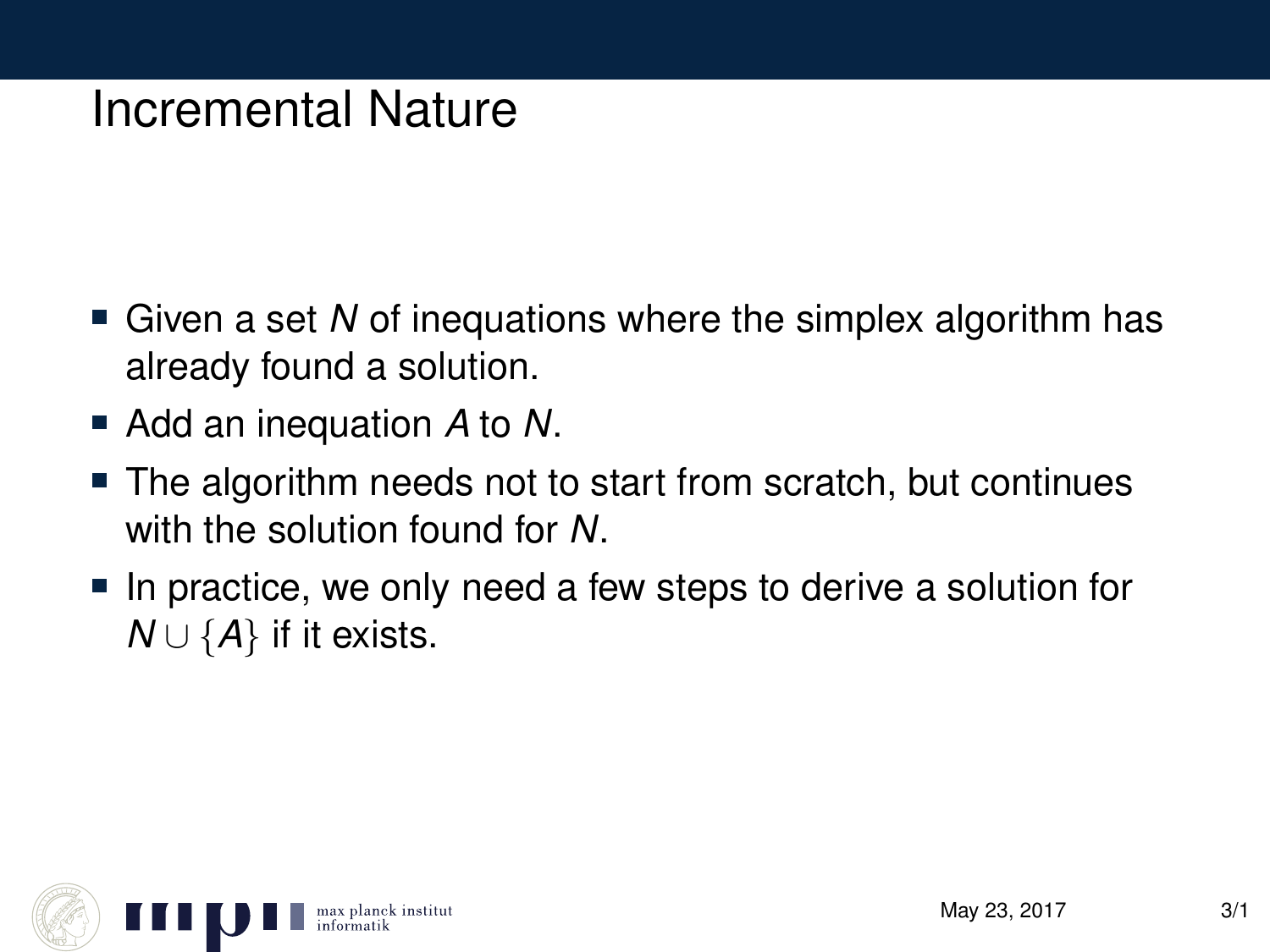# Incremental Nature

- Given a set $N$ of inequations where the simplex algorithm has already found a solution.
- Add an inequation $A$ to $N$.
- The algorithm needs not to start from scratch, but continues with the solution found for $N$.
- In practice, we only need a few steps to derive a solution for $N \cup \{A\}$ if it exists.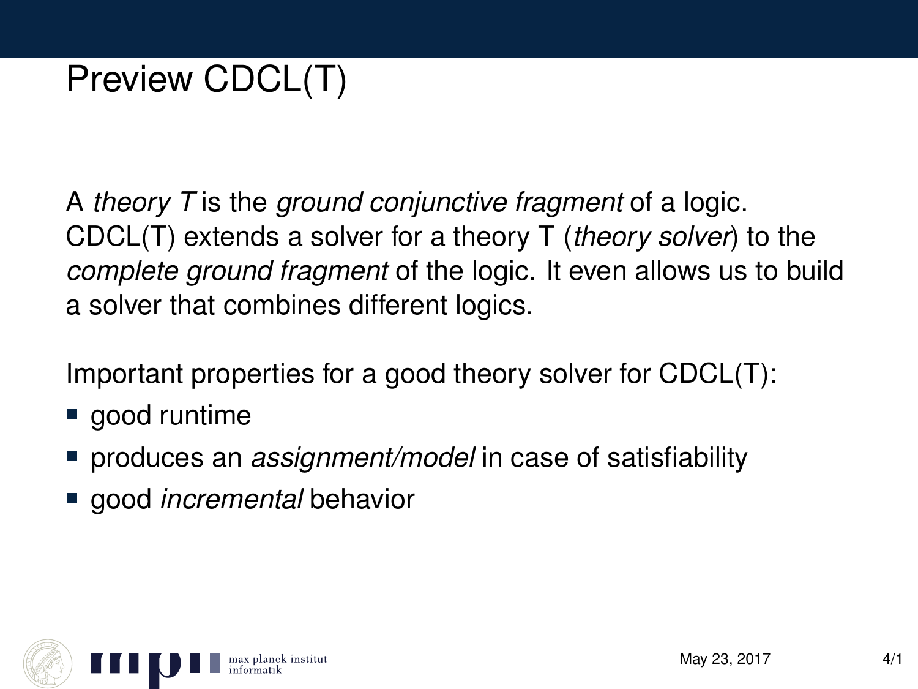# Preview CDCL(T)

A *theory T* is the *ground conjunctive fragment* of a logic. CDCL(T) extends a solver for a theory T (*theory solver*) to the *complete ground fragment* of the logic. It even allows us to build a solver that combines different logics.

Important properties for a good theory solver for CDCL(T):

- good runtime
- produces an *assignment/model* in case of satisfiability
- good *incremental* behavior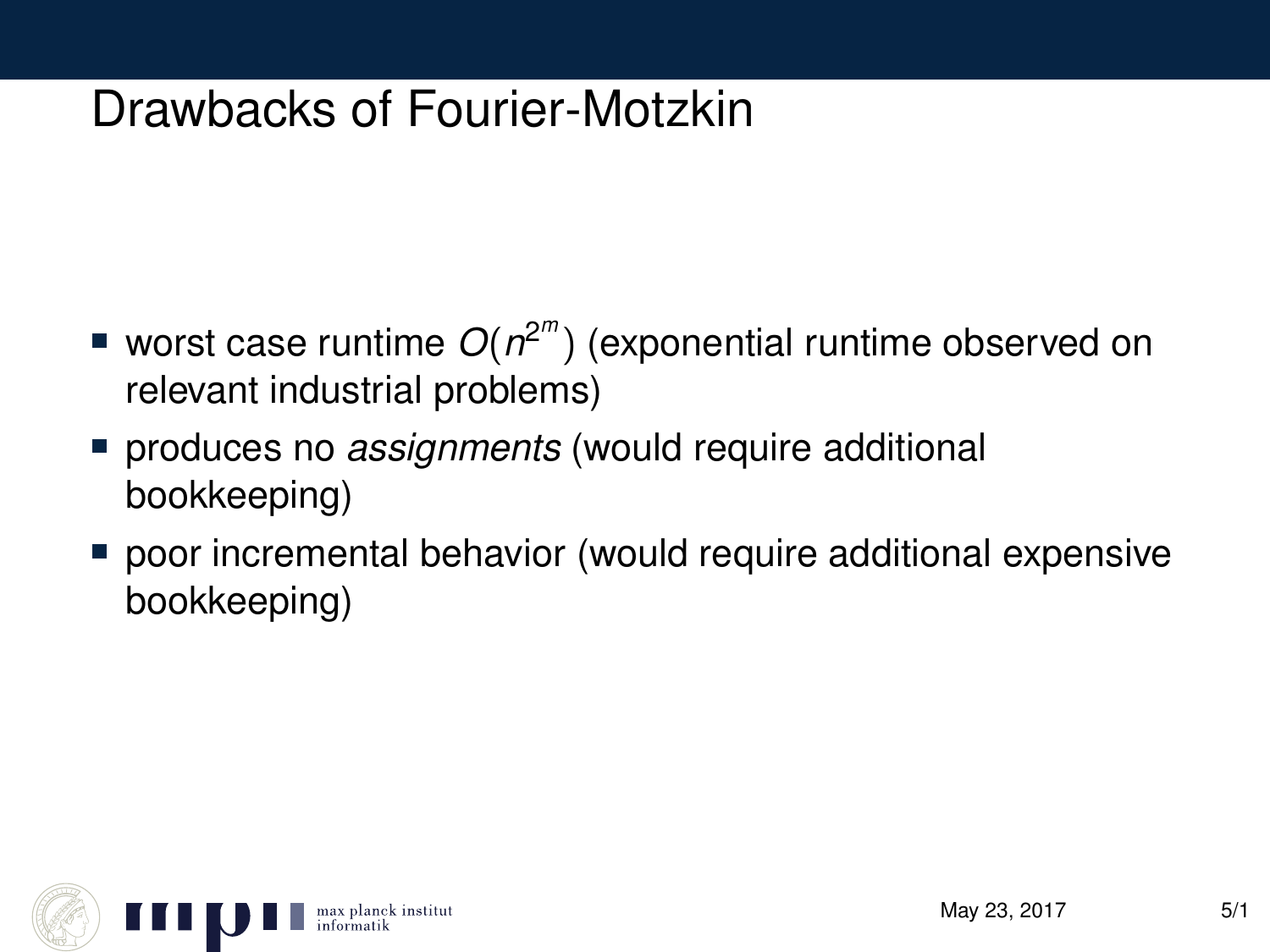# Drawbacks of Fourier-Motzkin

- worst case runtime $O(n^{2^m})$ (exponential runtime observed on relevant industrial problems)
- produces no *assignments* (would require additional bookkeeping)
- poor incremental behavior (would require additional expensive bookkeeping)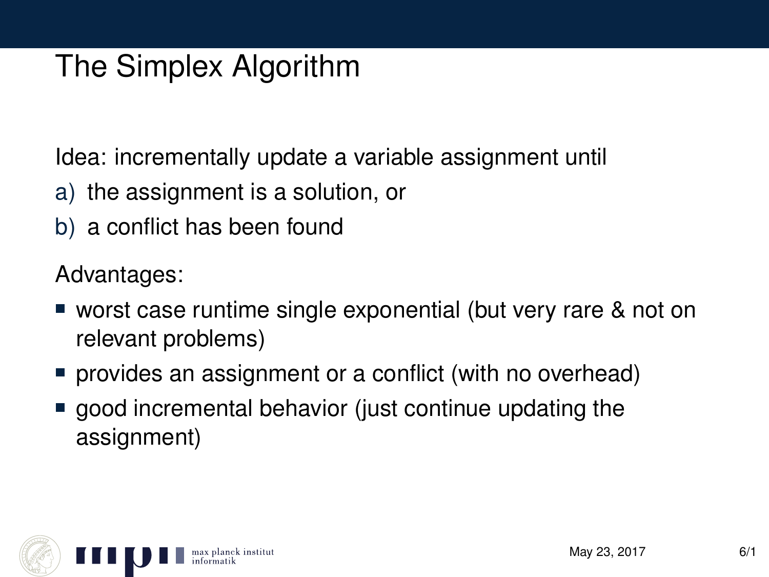# The Simplex Algorithm

Idea: incrementally update a variable assignment until

a) the assignment is a solution, or
b) a conflict has been found

Advantages:

- worst case runtime single exponential (but very rare & not on relevant problems)
- provides an assignment or a conflict (with no overhead)
- good incremental behavior (just continue updating the assignment)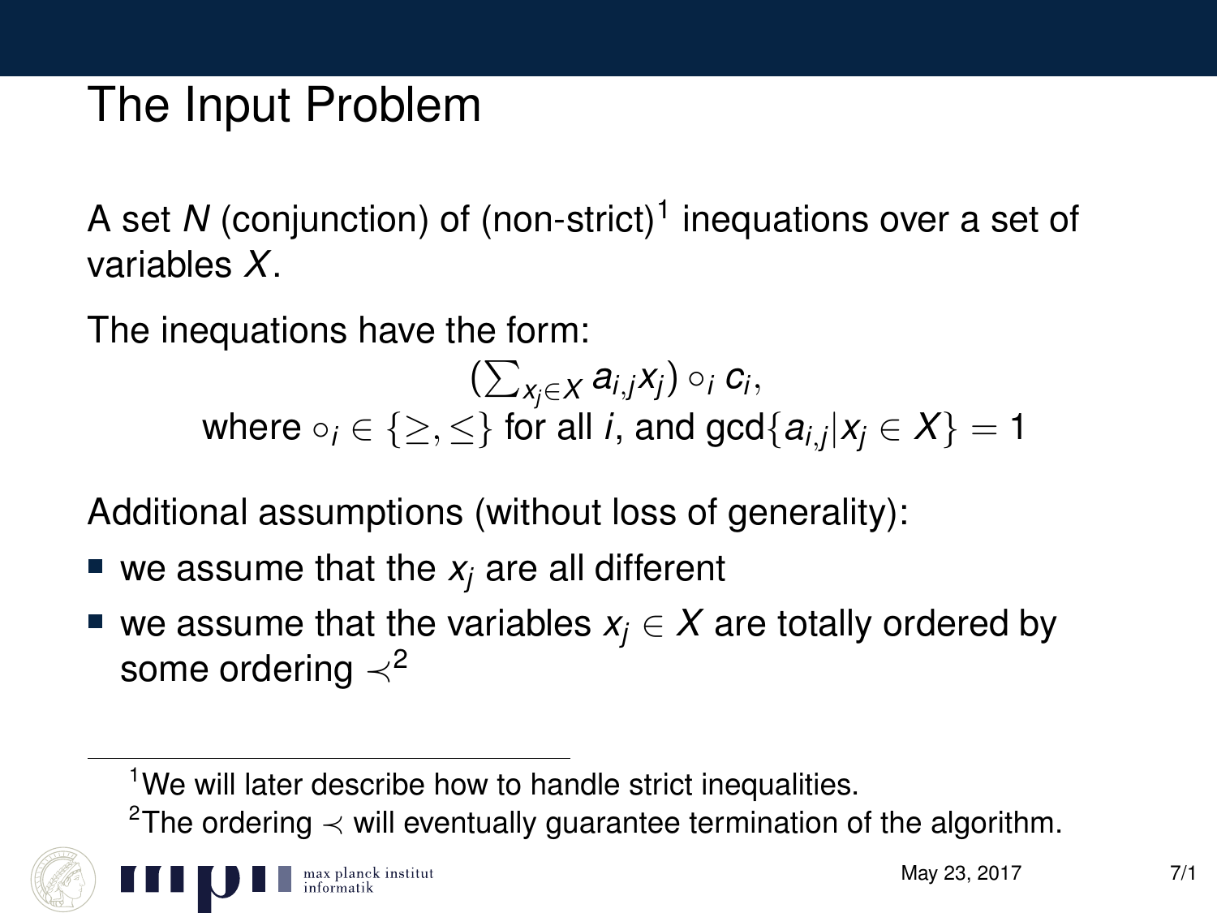# The Input Problem

A set $N$ (conjunction) of (non-strict)[1] inequations over a set of variables $X$.

The inequations have the form:

$$\left(\sum_{x_j \in X} a_{i,j} x_j\right) \circ_i c_i,$$
$$\text{where } \circ_i \in \{\geq, \leq\} \text{ for all } i, \text{ and } \gcd\{a_{i,j} | x_j \in X\} = 1$$

Additional assumptions (without loss of generality):

- we assume that the $x_j$ are all different
- we assume that the variables $x_j \in X$ are totally ordered by some ordering $\prec$[2]

---

[1] We will later describe how to handle strict inequalities.

[2] The ordering $\prec$ will eventually guarantee termination of the algorithm.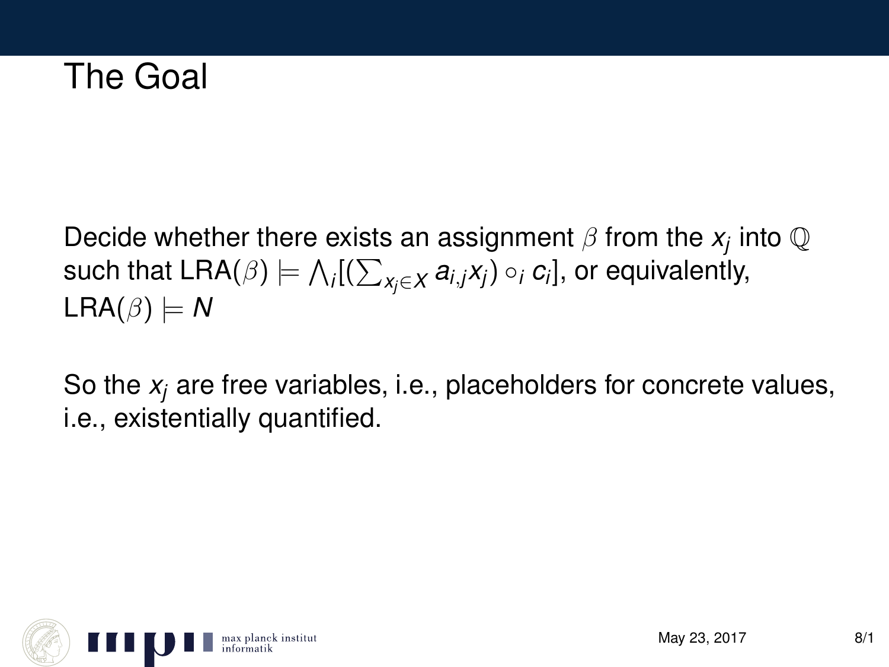# The Goal

Decide whether there exists an assignment $\beta$ from the $x_j$ into $\mathbb{Q}$ such that $\text{LRA}(\beta) \models \bigwedge_i [(\sum_{x_j \in X} a_{i,j} x_j) \circ_i c_i]$, or equivalently, $\text{LRA}(\beta) \models N$

So the $x_j$ are free variables, i.e., placeholders for concrete values, i.e., existentially quantified.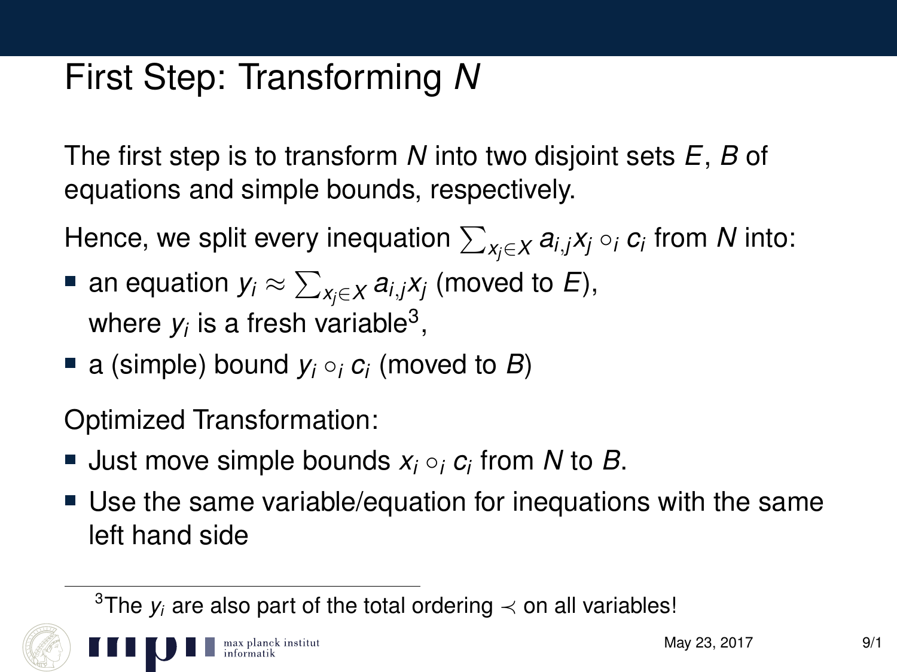# First Step: Transforming $N$

The first step is to transform $N$ into two disjoint sets $E$, $B$ of equations and simple bounds, respectively.

Hence, we split every inequation $\sum_{x_j \in X} a_{i,j} x_j \circ_i c_i$ from $N$ into:

- an equation $y_i \approx \sum_{x_j \in X} a_{i,j} x_j$ (moved to $E$), where $y_i$ is a fresh variable[3],
- a (simple) bound $y_i \circ_i c_i$ (moved to $B$)

Optimized Transformation:

- Just move simple bounds $x_i \circ_i c_i$ from $N$ to $B$.
- Use the same variable/equation for inequations with the same left hand side

[3] The $y_i$ are also part of the total ordering $\prec$ on all variables!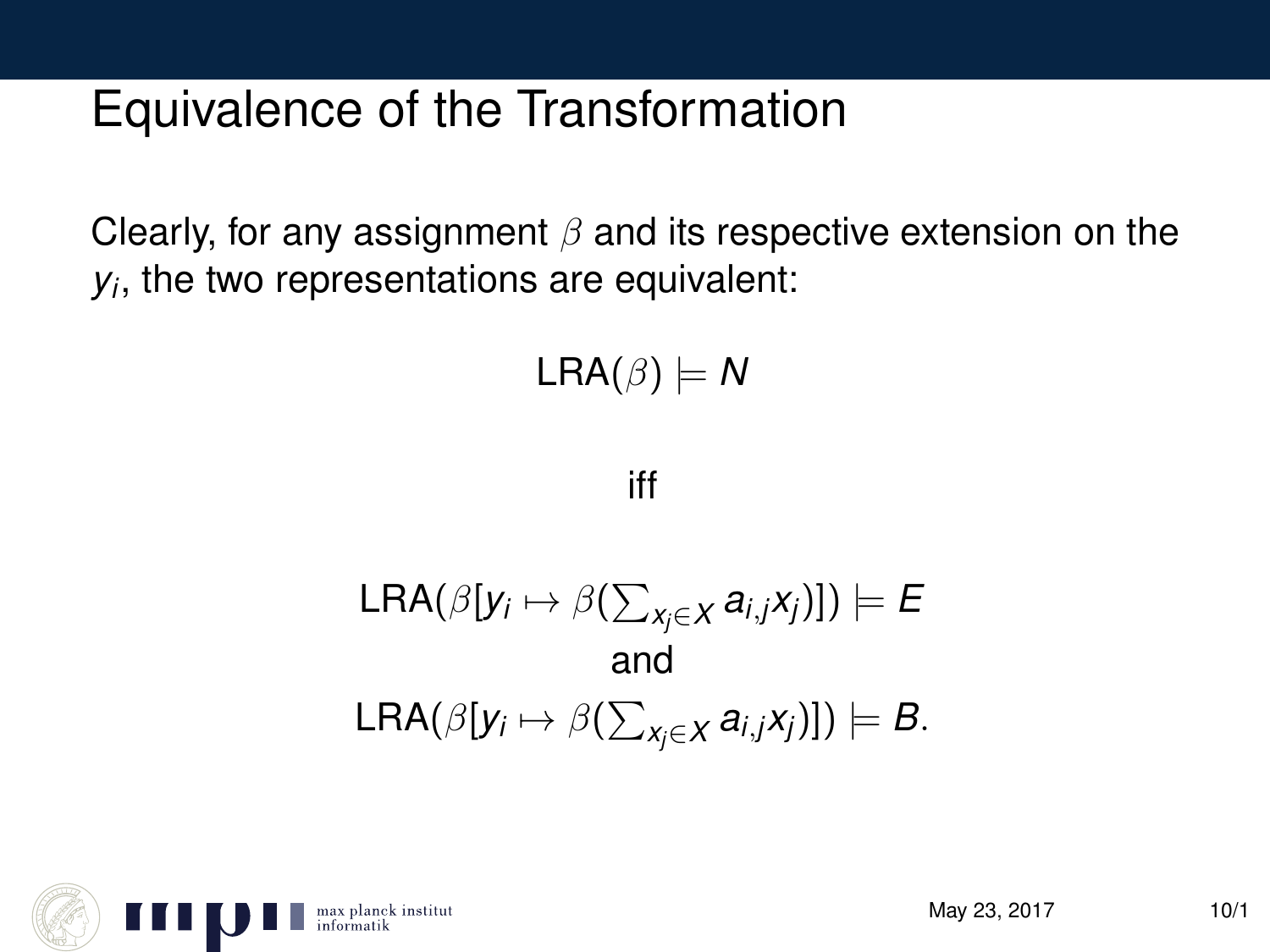# Equivalence of the Transformation

Clearly, for any assignment $\beta$ and its respective extension on the $y_i$, the two representations are equivalent:

$$\text{LRA}(\beta) \models N$$

iff

$$\text{LRA}(\beta[y_i \mapsto \beta(\textstyle\sum_{x_j \in X} a_{i,j} x_j)]) \models E$$

and

$$\text{LRA}(\beta[y_i \mapsto \beta(\textstyle\sum_{x_j \in X} a_{i,j} x_j)]) \models B.$$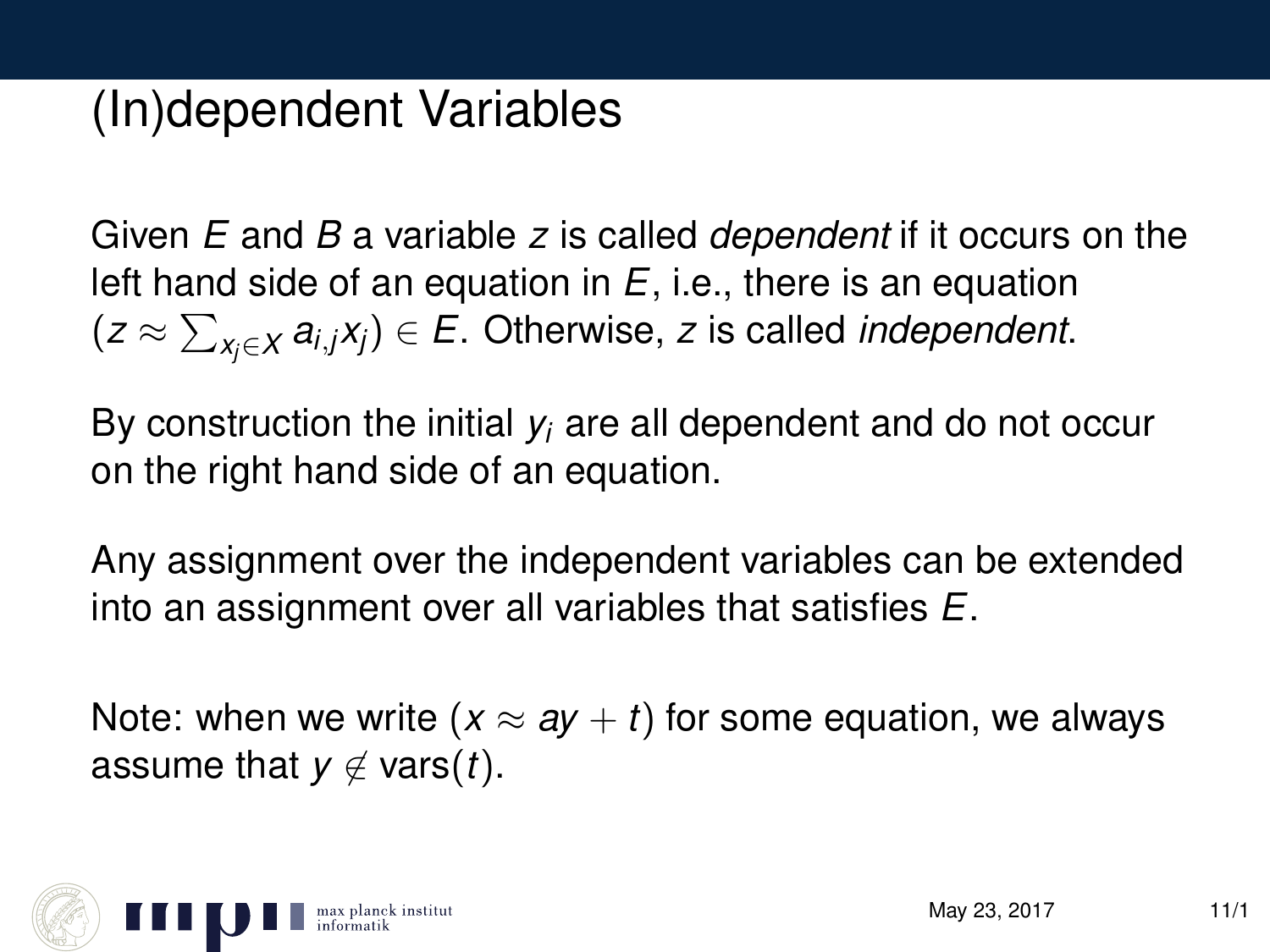# (In)dependent Variables

Given $E$ and $B$ a variable $z$ is called *dependent* if it occurs on the left hand side of an equation in $E$, i.e., there is an equation $(z \approx \sum_{x_j \in X} a_{i,j} x_j) \in E$. Otherwise, $z$ is called *independent*.

By construction the initial $y_i$ are all dependent and do not occur on the right hand side of an equation.

Any assignment over the independent variables can be extended into an assignment over all variables that satisfies $E$.

Note: when we write $(x \approx ay + t)$ for some equation, we always assume that $y \notin \text{vars}(t)$.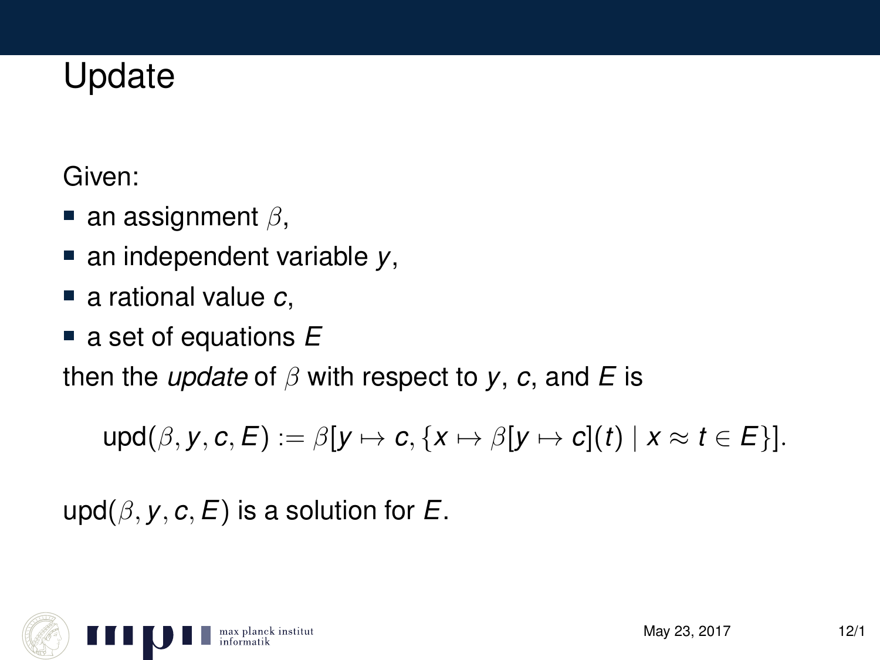# Update

Given:

- an assignment $\beta$,
- an independent variable $y$,
- a rational value $c$,
- a set of equations $E$

then the *update* of $\beta$ with respect to $y$, $c$, and $E$ is

$$\text{upd}(\beta, y, c, E) := \beta[y \mapsto c, \{x \mapsto \beta[y \mapsto c](t) \mid x \approx t \in E\}].$$

$\text{upd}(\beta, y, c, E)$ is a solution for $E$.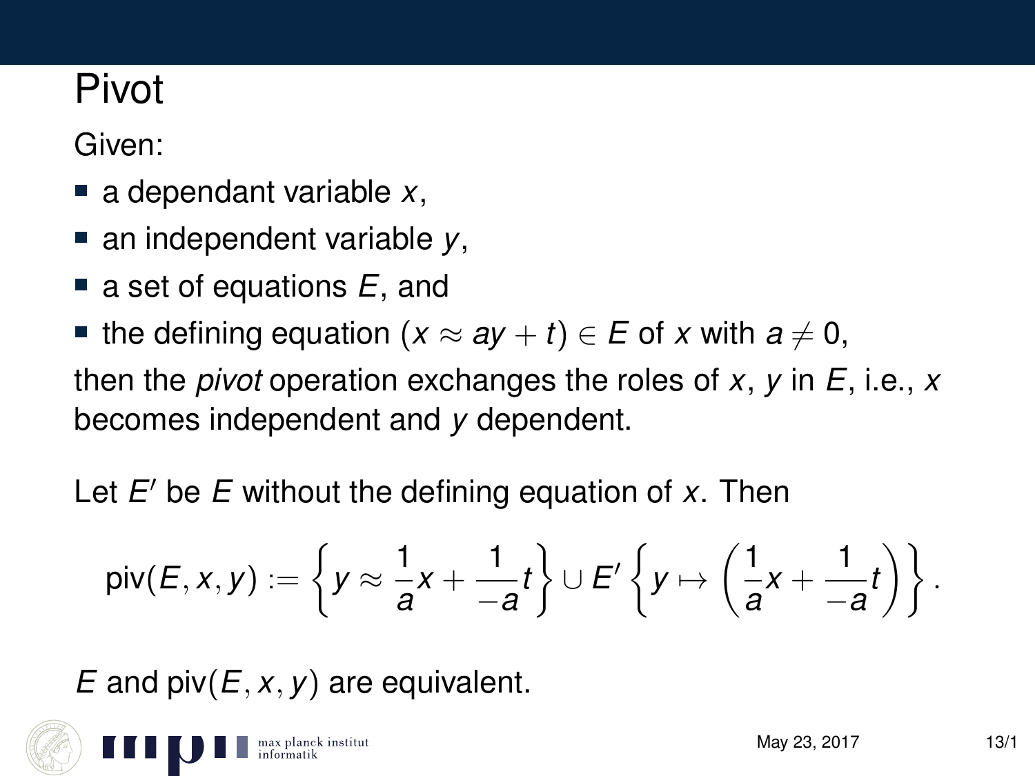# Pivot

Given:

- a dependant variable $x$,
- an independent variable $y$,
- a set of equations $E$, and
- the defining equation $(x \approx ay + t) \in E$ of $x$ with $a \neq 0$,

then the *pivot* operation exchanges the roles of $x$, $y$ in $E$, i.e., $x$ becomes independent and $y$ dependent.

Let $E'$ be $E$ without the defining equation of $x$. Then

$$\mathrm{piv}(E, x, y) := \left\{ y \approx \frac{1}{a}x + \frac{1}{-a}t \right\} \cup E' \left\{ y \mapsto \left( \frac{1}{a}x + \frac{1}{-a}t \right) \right\}.$$

$E$ and $\mathrm{piv}(E, x, y)$ are equivalent.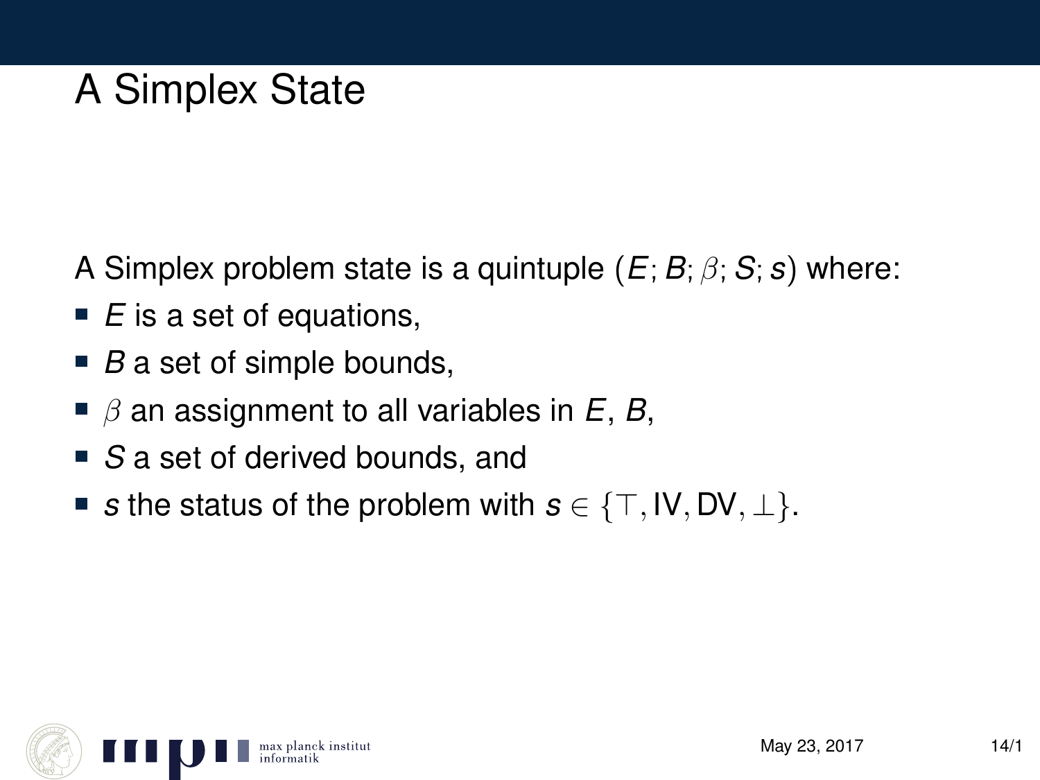# A Simplex State

A Simplex problem state is a quintuple $(E; B; \beta; S; s)$ where:

- $E$ is a set of equations,
- $B$ a set of simple bounds,
- $\beta$ an assignment to all variables in $E$, $B$,
- $S$ a set of derived bounds, and
- $s$ the status of the problem with $s \in \{\top, \text{IV}, \text{DV}, \bot\}$.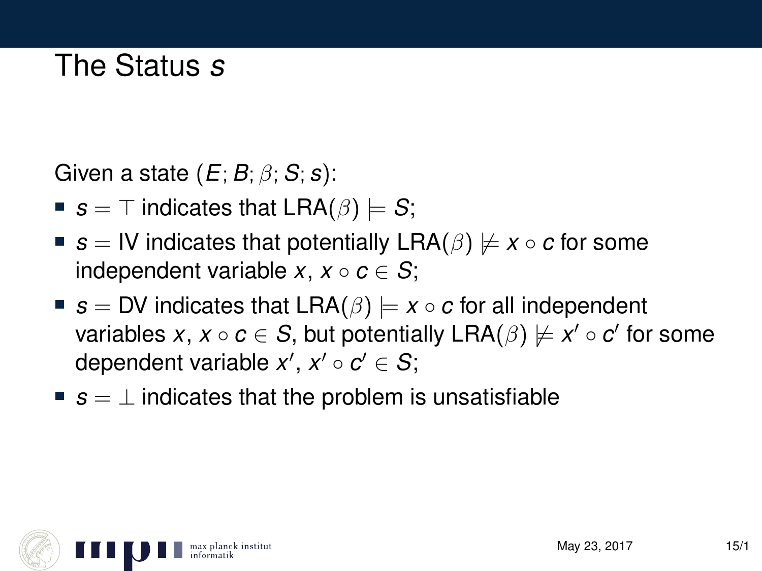# The Status $s$

Given a state $(E; B; \beta; S; s)$:

- $s = \top$ indicates that $\text{LRA}(\beta) \models S$;
- $s = \text{IV}$ indicates that potentially $\text{LRA}(\beta) \not\models x \circ c$ for some independent variable $x$, $x \circ c \in S$;
- $s = \text{DV}$ indicates that $\text{LRA}(\beta) \models x \circ c$ for all independent variables $x$, $x \circ c \in S$, but potentially $\text{LRA}(\beta) \not\models x' \circ c'$ for some dependent variable $x'$, $x' \circ c' \in S$;
- $s = \bot$ indicates that the problem is unsatisfiable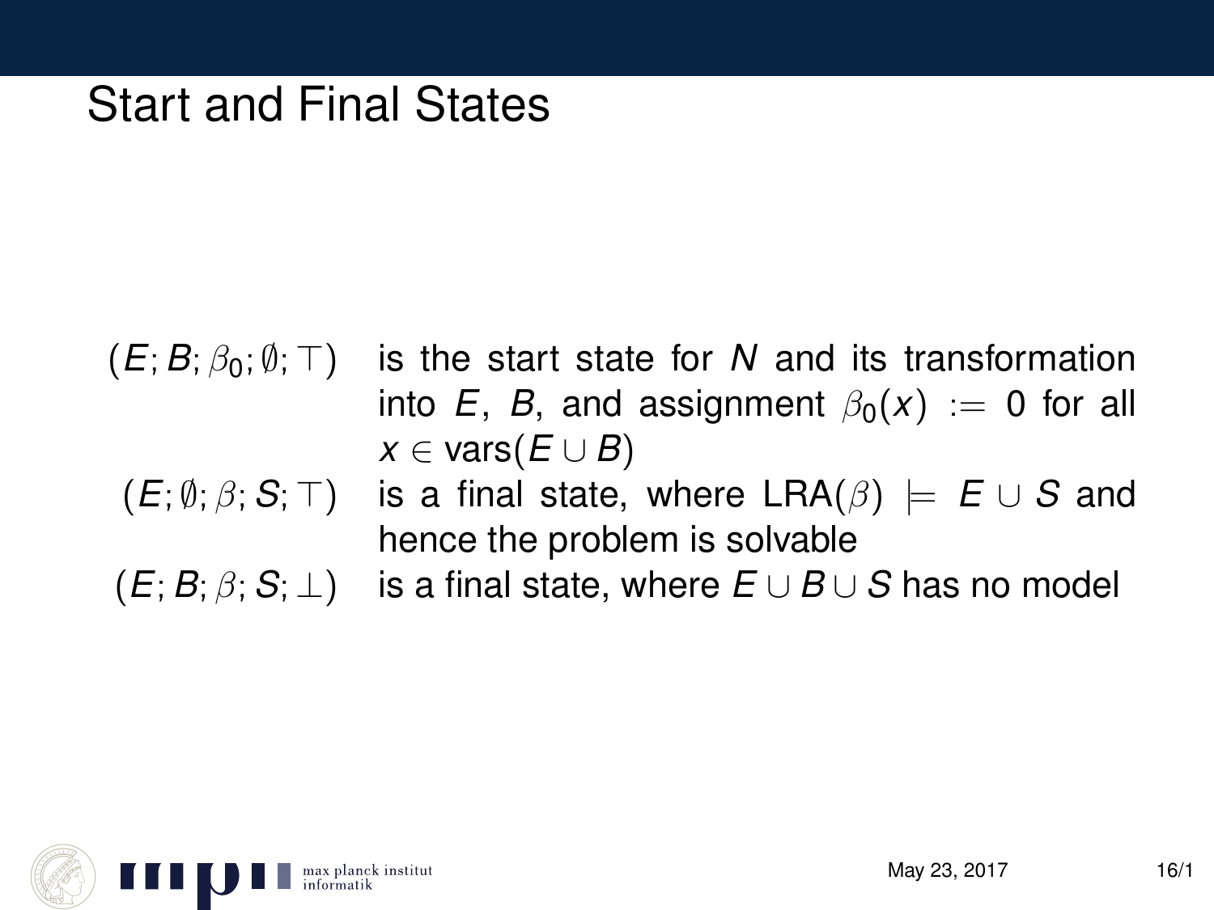# Start and Final States

| | |
|---|---|
| $(E; B; \beta_0; \emptyset; \top)$ | is the start state for $N$ and its transformation into $E$, $B$, and assignment $\beta_0(x) := 0$ for all $x \in \text{vars}(E \cup B)$ |
| $(E; \emptyset; \beta; S; \top)$ | is a final state, where $\text{LRA}(\beta) \models E \cup S$ and hence the problem is solvable |
| $(E; B; \beta; S; \bot)$ | is a final state, where $E \cup B \cup S$ has no model |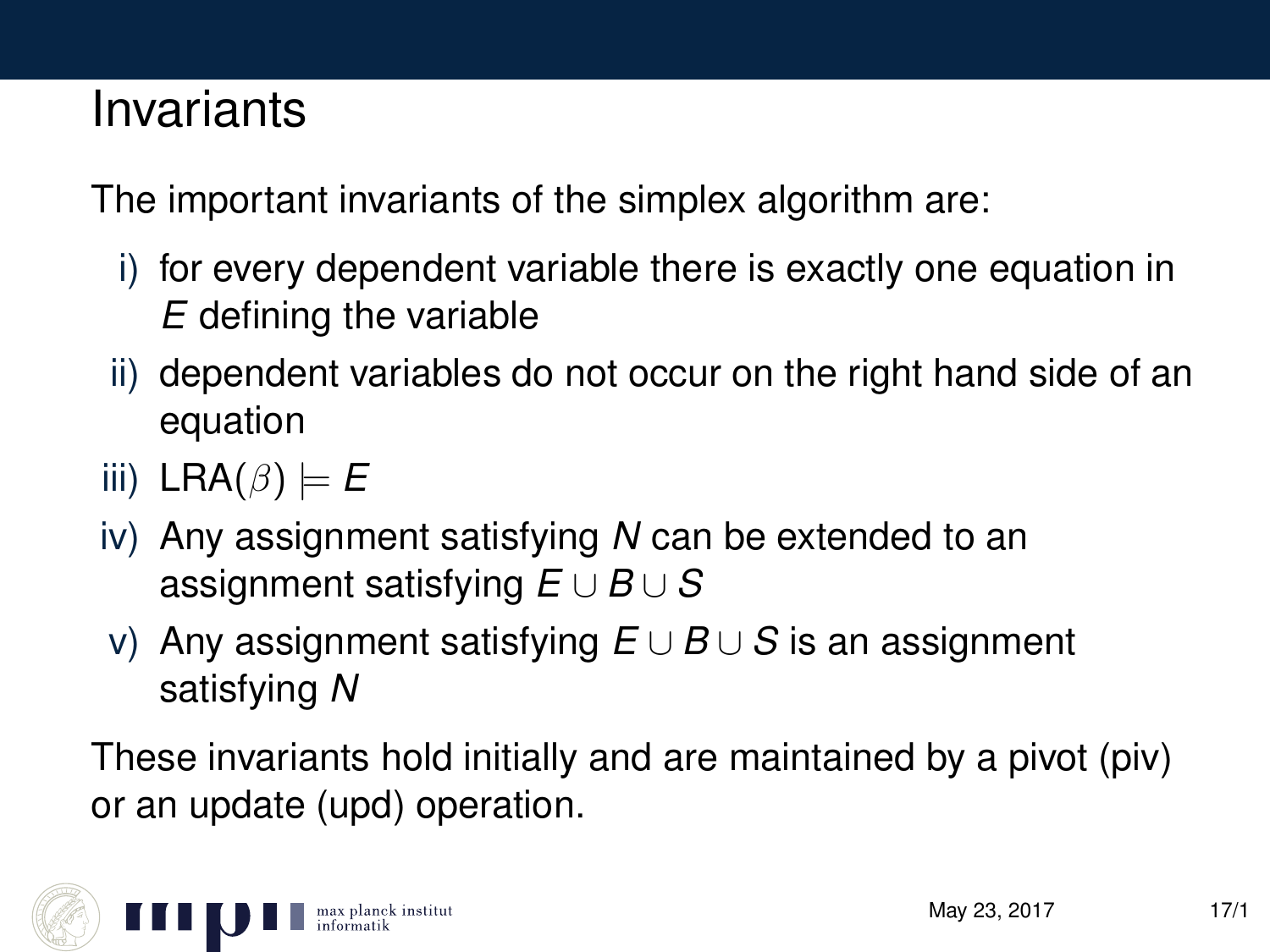# Invariants

The important invariants of the simplex algorithm are:

i) for every dependent variable there is exactly one equation in $E$ defining the variable

ii) dependent variables do not occur on the right hand side of an equation

iii) $\text{LRA}(\beta) \models E$

iv) Any assignment satisfying $N$ can be extended to an assignment satisfying $E \cup B \cup S$

v) Any assignment satisfying $E \cup B \cup S$ is an assignment satisfying $N$

These invariants hold initially and are maintained by a pivot (piv) or an update (upd) operation.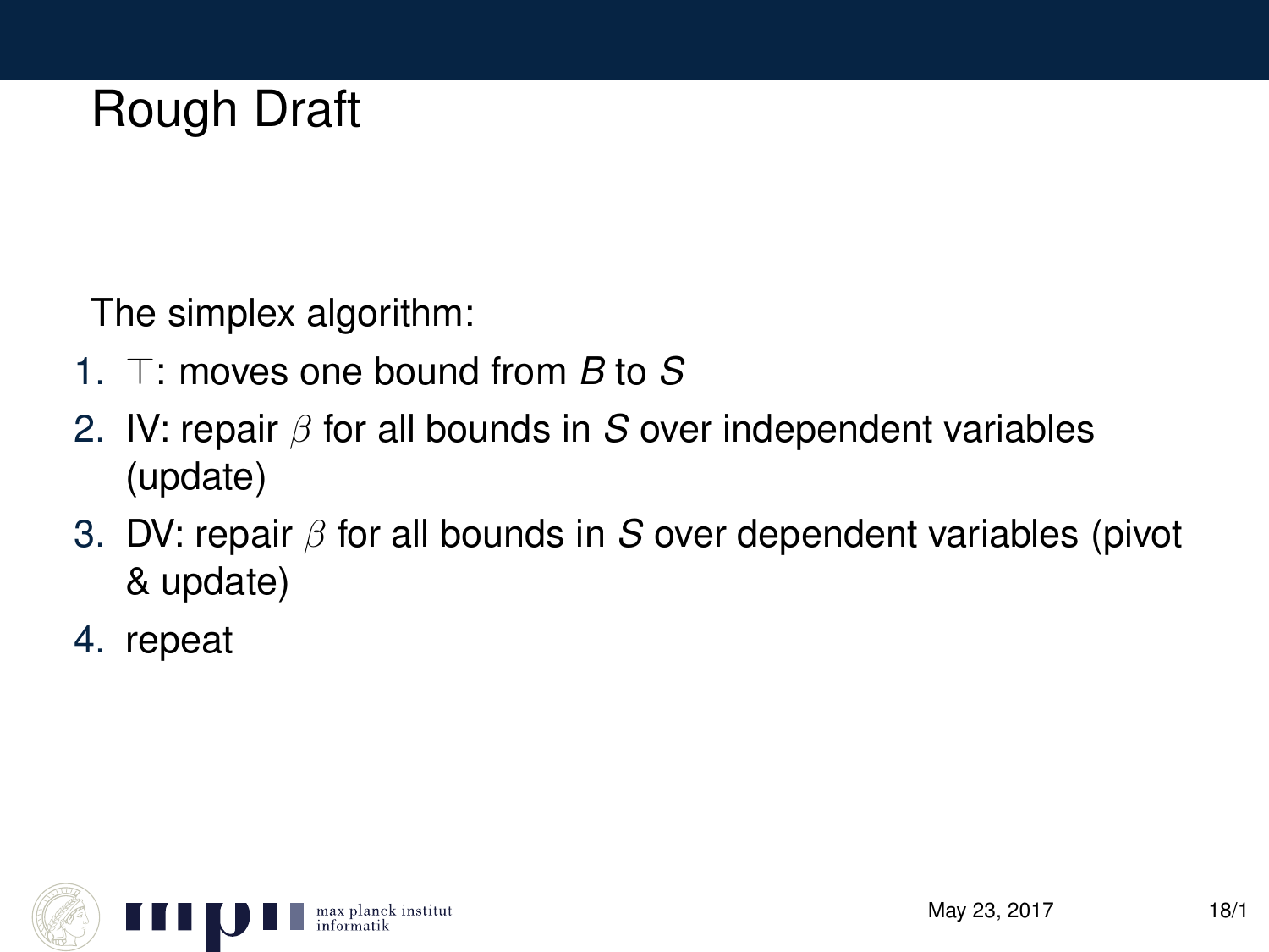# Rough Draft

The simplex algorithm:

1. $\top$: moves one bound from $B$ to $S$
2. IV: repair $\beta$ for all bounds in $S$ over independent variables (update)
3. DV: repair $\beta$ for all bounds in $S$ over dependent variables (pivot & update)
4. repeat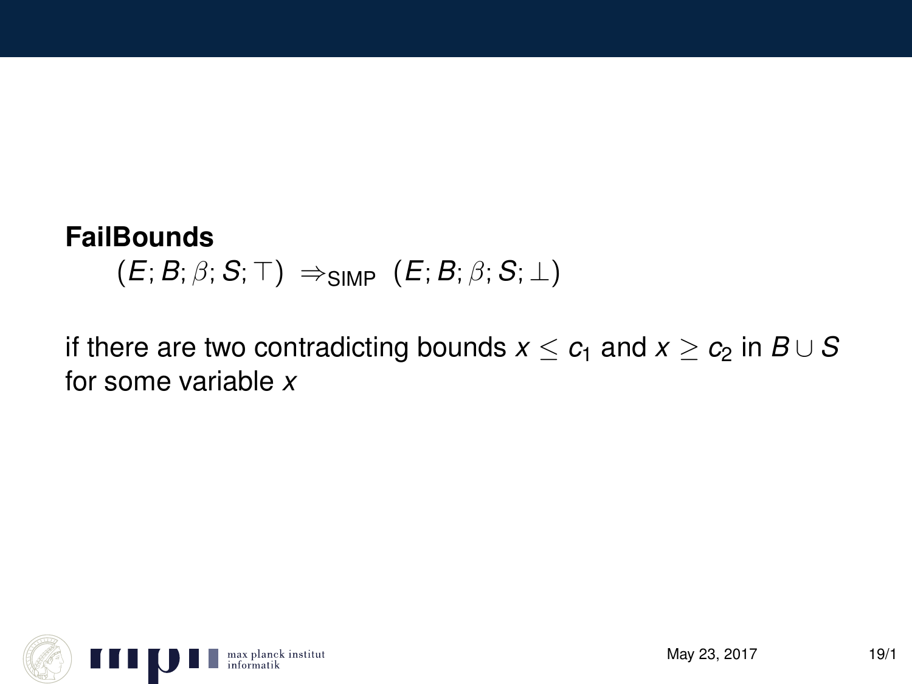**FailBounds**

$$(E; B; \beta; S; \top) \Rightarrow_{\text{SIMP}} (E; B; \beta; S; \bot)$$

if there are two contradicting bounds $x \leq c_1$ and $x \geq c_2$ in $B \cup S$ for some variable $x$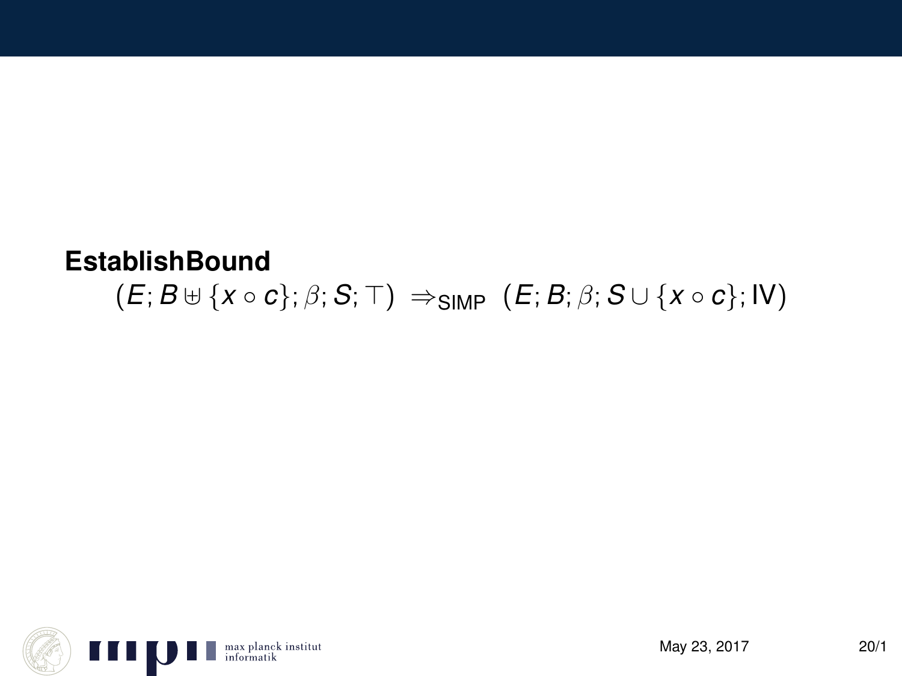**EstablishBound**

$$(E; B \uplus \{x \circ c\}; \beta; S; \top) \;\Rightarrow_{\mathrm{SIMP}}\; (E; B; \beta; S \cup \{x \circ c\}; \mathrm{IV})$$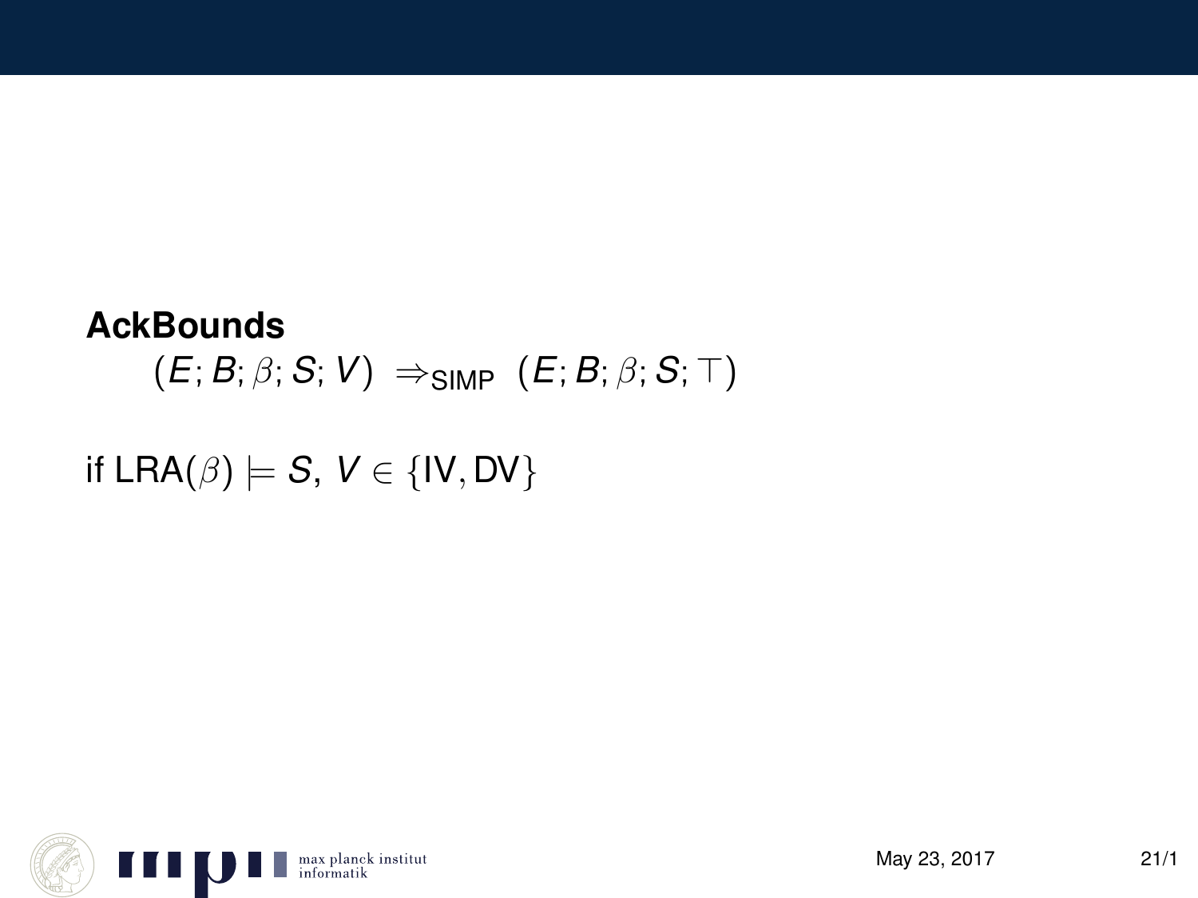**AckBounds**

$$(E; B; \beta; S; V) \;\Rightarrow_{\text{SIMP}}\; (E; B; \beta; S; \top)$$

if $\text{LRA}(\beta) \models S$, $V \in \{\text{IV}, \text{DV}\}$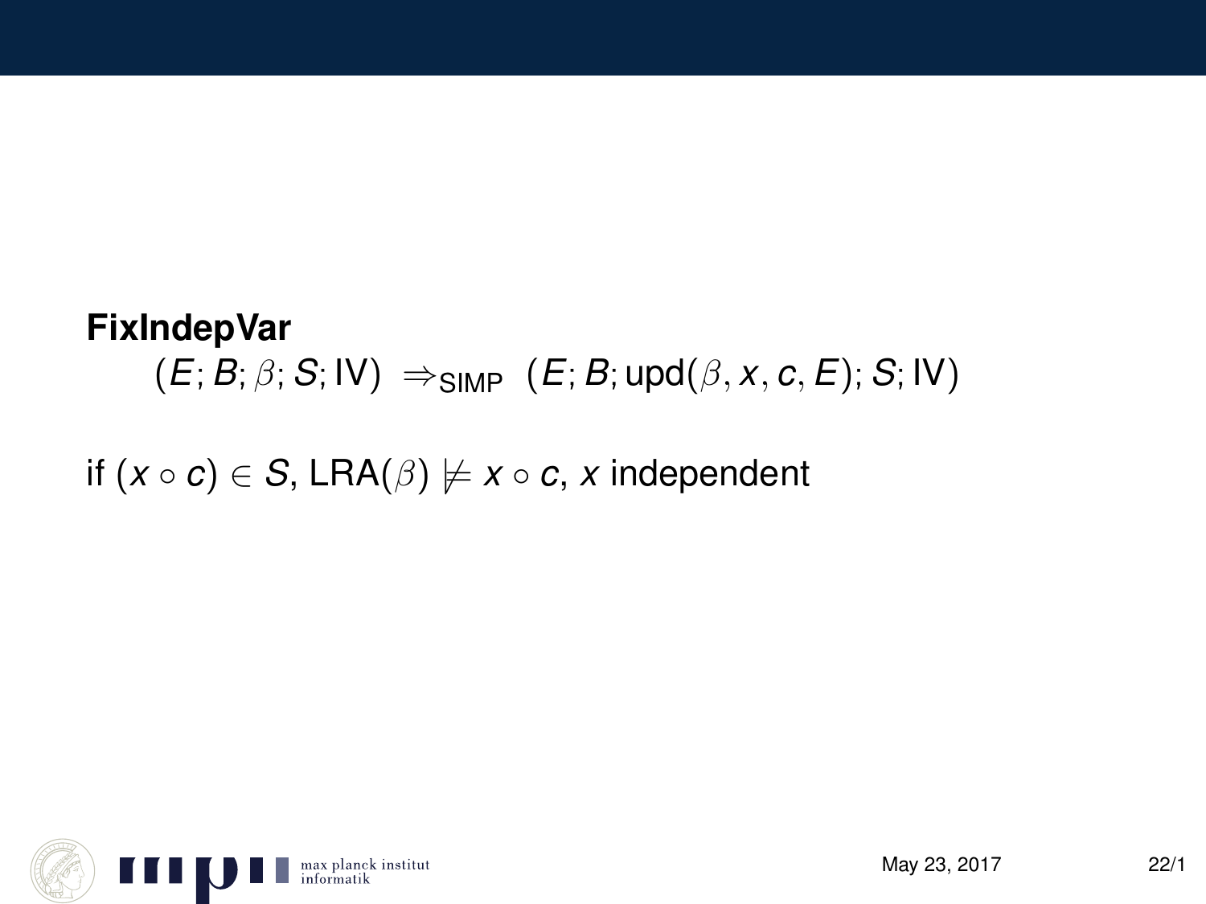**FixIndepVar**

$$(E; B; \beta; S; \mathrm{IV}) \;\Rightarrow_{\mathrm{SIMP}}\; (E; B; \mathrm{upd}(\beta, x, c, E); S; \mathrm{IV})$$

if $(x \circ c) \in S$, $\mathrm{LRA}(\beta) \not\models x \circ c$, $x$ independent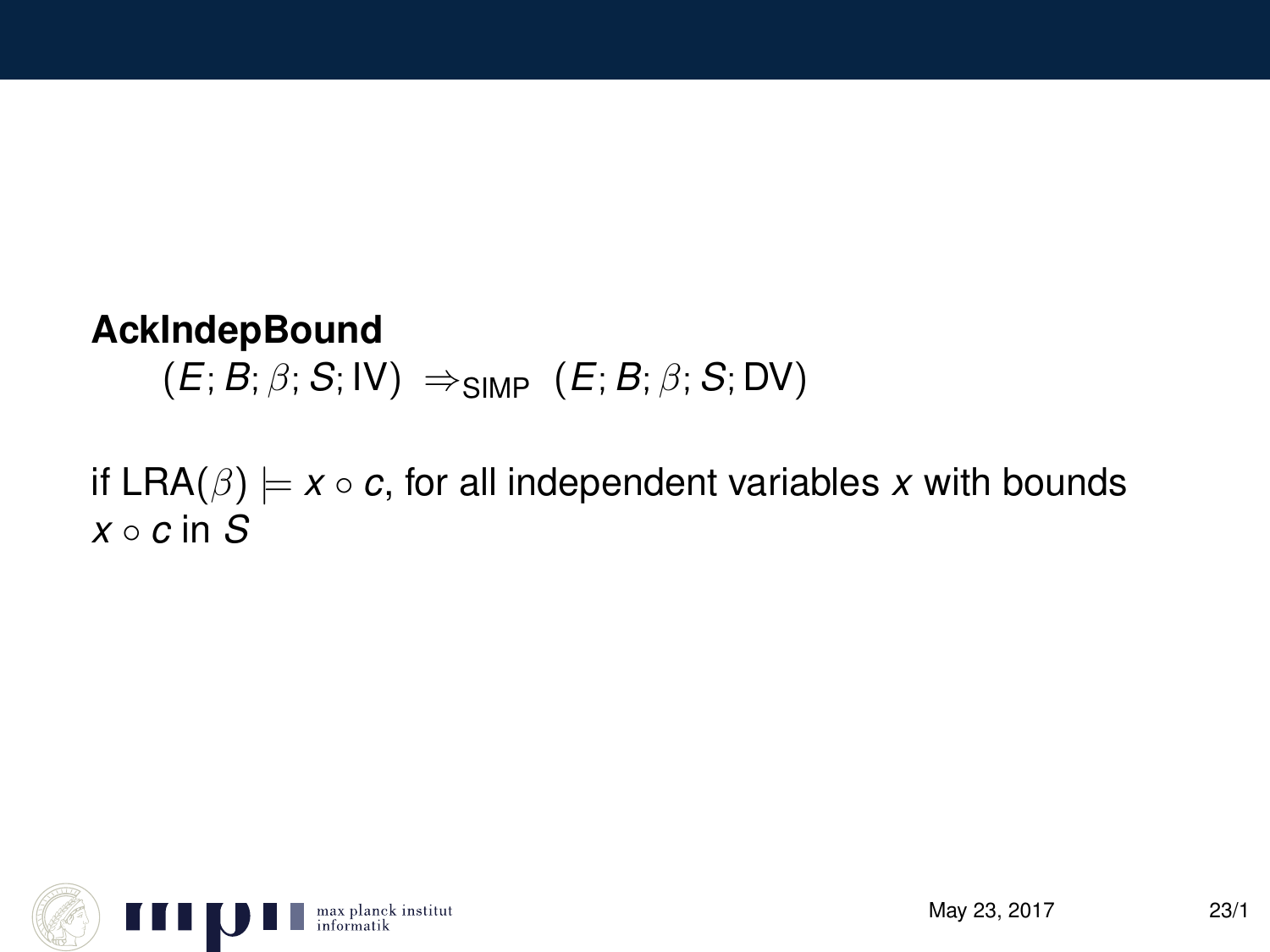**AckIndepBound**

$$(E; B; \beta; S; \text{IV}) \Rightarrow_{\text{SIMP}} (E; B; \beta; S; \text{DV})$$

if $\text{LRA}(\beta) \models x \circ c$, for all independent variables $x$ with bounds $x \circ c$ in $S$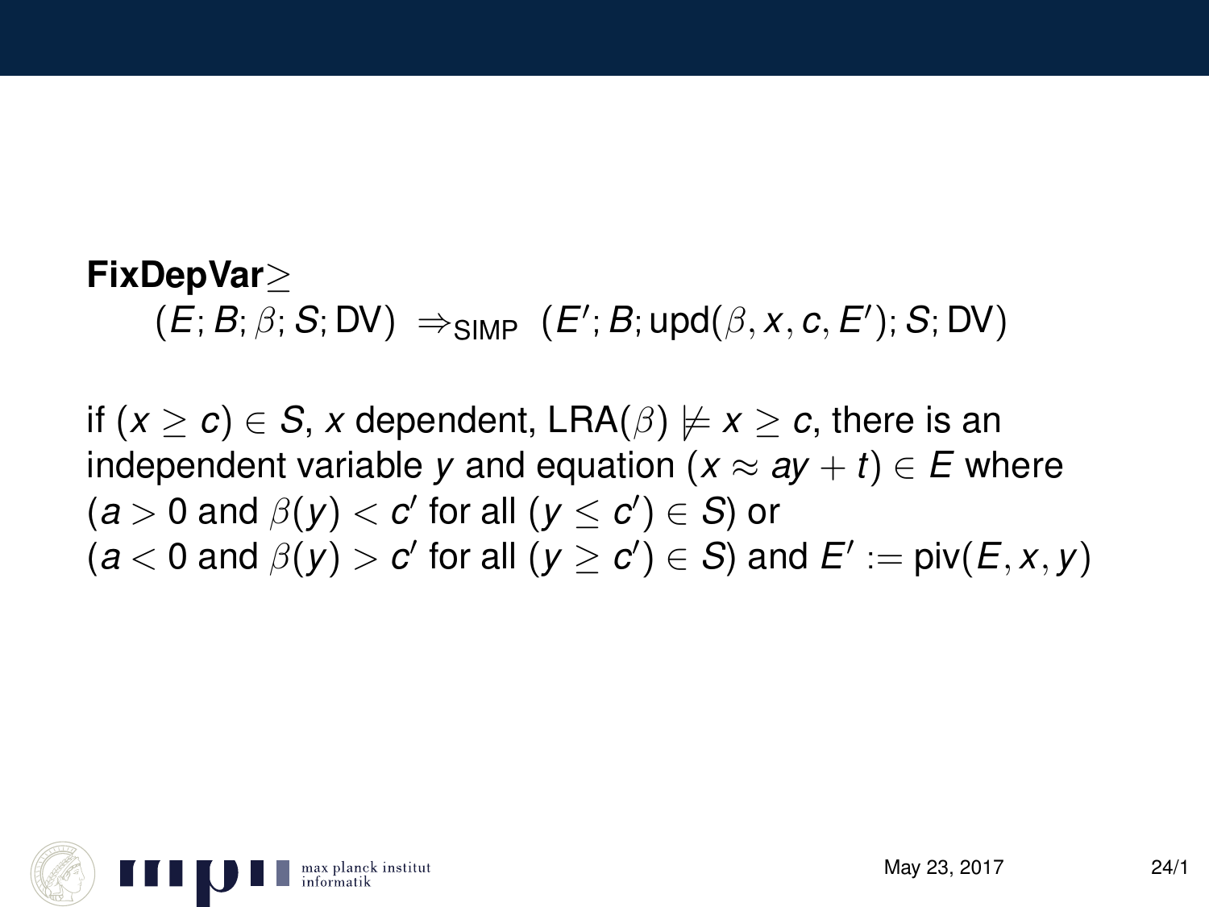**FixDepVar$\geq$**

$$(E; B; \beta; S; \mathrm{DV}) \;\Rightarrow_{\mathrm{SIMP}}\; (E'; B; \mathrm{upd}(\beta, x, c, E'); S; \mathrm{DV})$$

if $(x \geq c) \in S$, $x$ dependent, $\mathrm{LRA}(\beta) \not\models x \geq c$, there is an independent variable $y$ and equation $(x \approx ay + t) \in E$ where $(a > 0$ and $\beta(y) < c'$ for all $(y \leq c') \in S)$ or $(a < 0$ and $\beta(y) > c'$ for all $(y \geq c') \in S)$ and $E' := \mathrm{piv}(E, x, y)$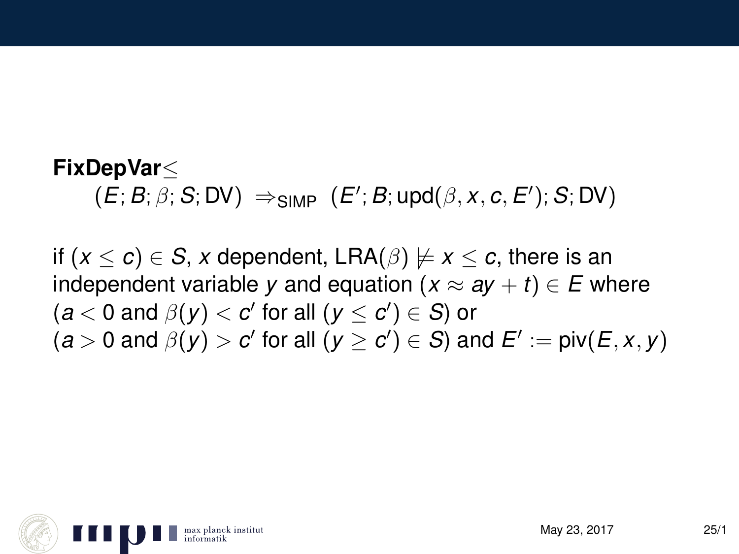**FixDepVar**$\leq$

$$(E; B; \beta; S; \mathrm{DV}) \ \Rightarrow_{\mathrm{SIMP}} \ (E'; B; \mathrm{upd}(\beta, x, c, E'); S; \mathrm{DV})$$

if $(x \leq c) \in S$, $x$ dependent, $\mathrm{LRA}(\beta) \not\models x \leq c$, there is an independent variable $y$ and equation $(x \approx ay + t) \in E$ where $(a < 0$ and $\beta(y) < c'$ for all $(y \leq c') \in S)$ or $(a > 0$ and $\beta(y) > c'$ for all $(y \geq c') \in S)$ and $E' := \mathrm{piv}(E, x, y)$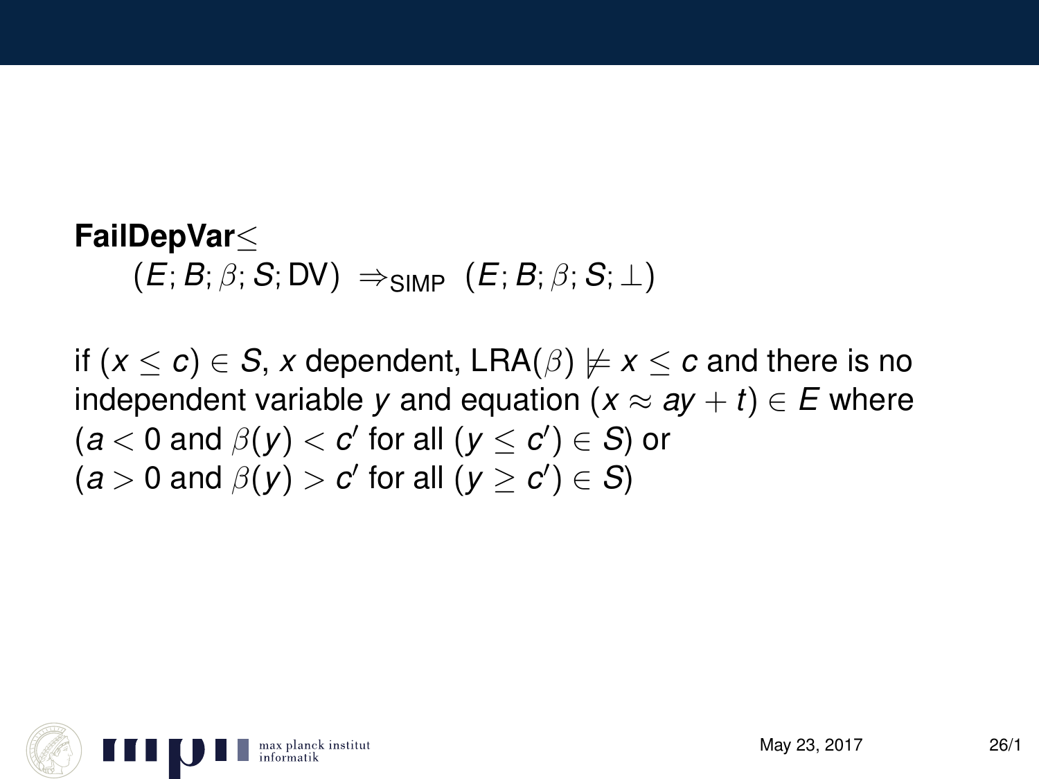**FailDepVar$_{\leq}$**

$$(E; B; \beta; S; \text{DV}) \;\Rightarrow_{\text{SIMP}}\; (E; B; \beta; S; \bot)$$

if $(x \leq c) \in S$, $x$ dependent, $\text{LRA}(\beta) \not\models x \leq c$ and there is no independent variable $y$ and equation $(x \approx ay + t) \in E$ where $(a < 0$ and $\beta(y) < c'$ for all $(y \leq c') \in S)$ or $(a > 0$ and $\beta(y) > c'$ for all $(y \geq c') \in S)$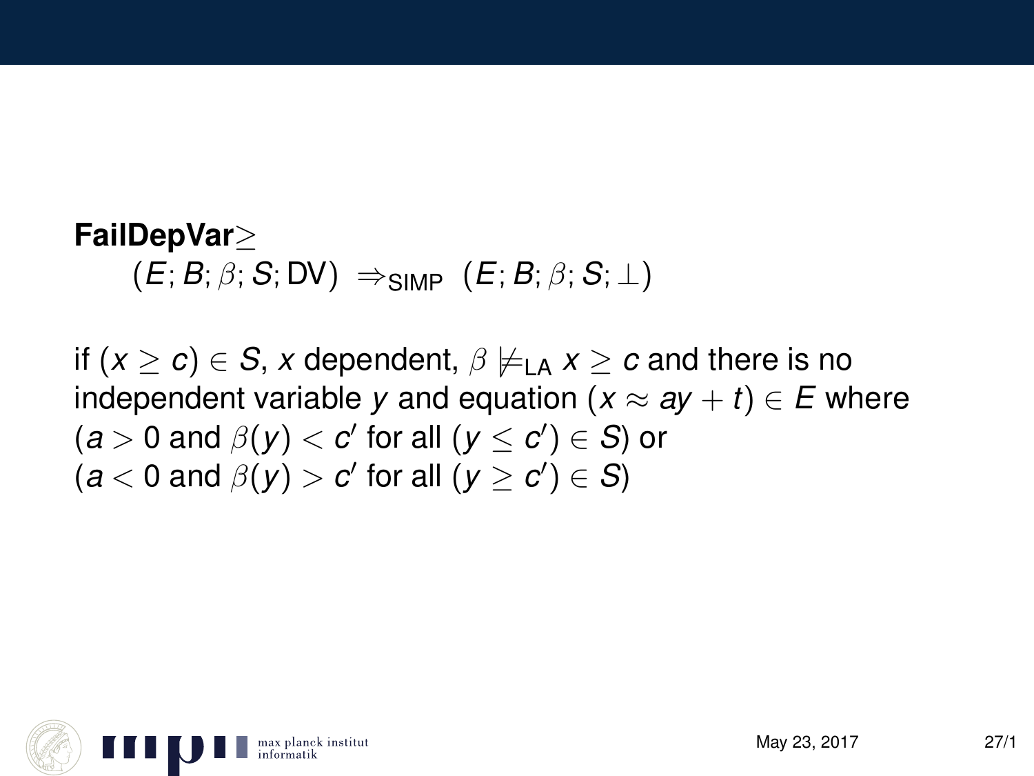**FailDepVar$\geq$**

$$(E; B; \beta; S; \mathrm{DV}) \ \Rightarrow_{\mathrm{SIMP}} \ (E; B; \beta; S; \bot)$$

if $(x \geq c) \in S$, $x$ dependent, $\beta \not\models_{\mathrm{LA}} x \geq c$ and there is no independent variable $y$ and equation $(x \approx ay + t) \in E$ where $(a > 0$ and $\beta(y) < c'$ for all $(y \leq c') \in S)$ or $(a < 0$ and $\beta(y) > c'$ for all $(y \geq c') \in S)$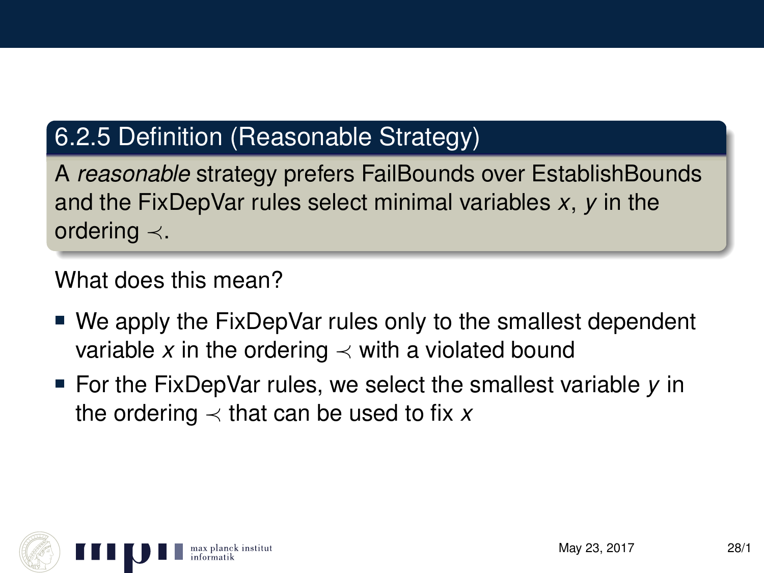### 6.2.5 Definition (Reasonable Strategy)

A *reasonable* strategy prefers FailBounds over EstablishBounds and the FixDepVar rules select minimal variables $x$, $y$ in the ordering $\prec$.

What does this mean?

- We apply the FixDepVar rules only to the smallest dependent variable $x$ in the ordering $\prec$ with a violated bound
- For the FixDepVar rules, we select the smallest variable $y$ in the ordering $\prec$ that can be used to fix $x$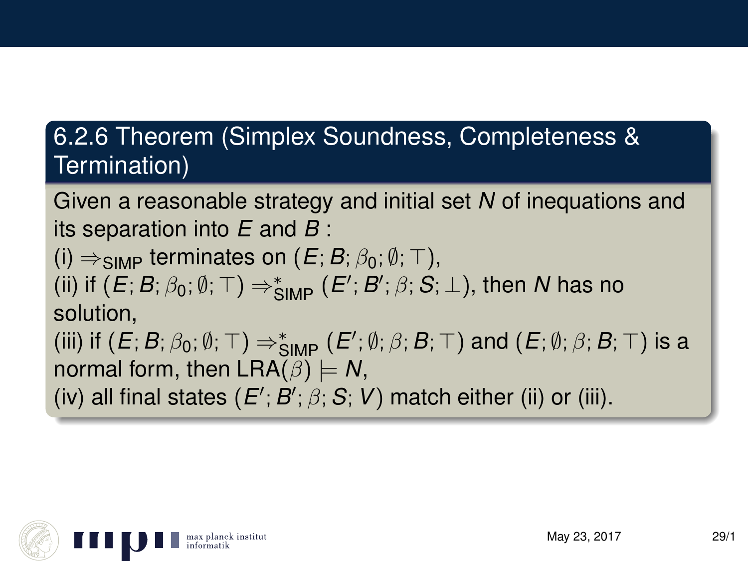## 6.2.6 Theorem (Simplex Soundness, Completeness & Termination)

Given a reasonable strategy and initial set $N$ of inequations and its separation into $E$ and $B$:

(i) $\Rightarrow_{\text{SIMP}}$ terminates on $(E; B; \beta_0; \emptyset; \top)$,

(ii) if $(E; B; \beta_0; \emptyset; \top) \Rightarrow^*_{\text{SIMP}} (E'; B'; \beta; S; \bot)$, then $N$ has no solution,

(iii) if $(E; B; \beta_0; \emptyset; \top) \Rightarrow^*_{\text{SIMP}} (E'; \emptyset; \beta; B; \top)$ and $(E; \emptyset; \beta; B; \top)$ is a normal form, then $\text{LRA}(\beta) \models N$,

(iv) all final states $(E'; B'; \beta; S; V)$ match either (ii) or (iii).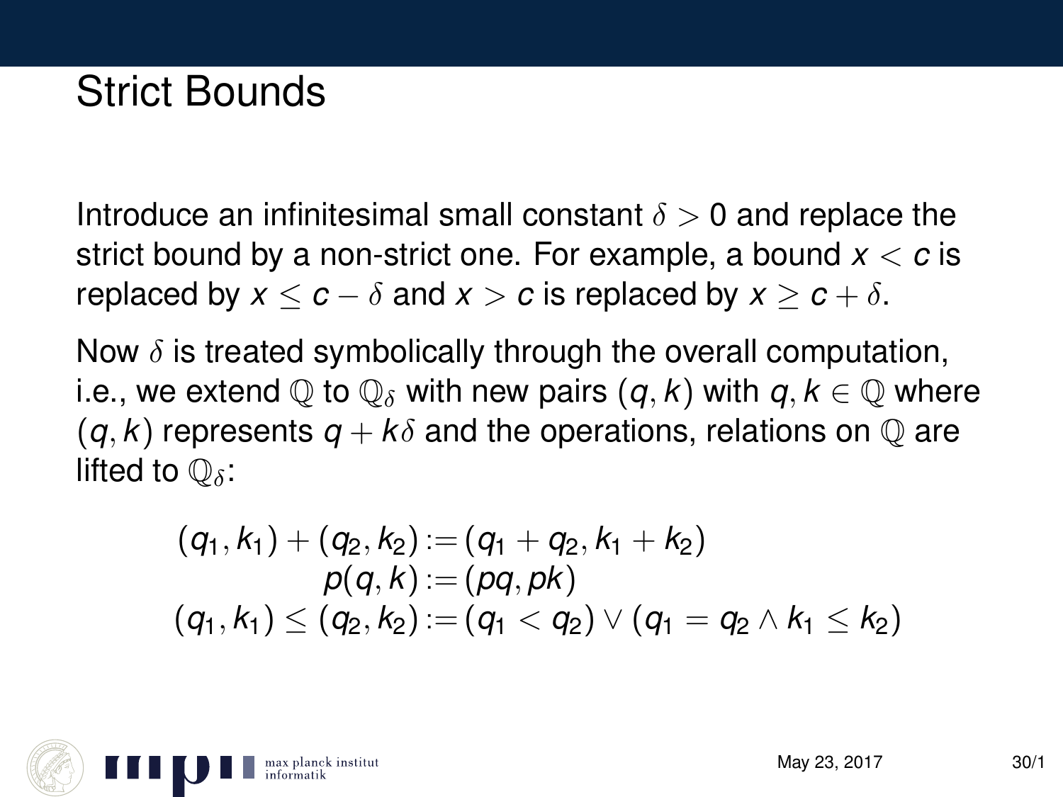# Strict Bounds

Introduce an infinitesimal small constant $\delta > 0$ and replace the strict bound by a non-strict one. For example, a bound $x < c$ is replaced by $x \leq c - \delta$ and $x > c$ is replaced by $x \geq c + \delta$.

Now $\delta$ is treated symbolically through the overall computation, i.e., we extend $\mathbb{Q}$ to $\mathbb{Q}_\delta$ with new pairs $(q, k)$ with $q, k \in \mathbb{Q}$ where $(q, k)$ represents $q + k\delta$ and the operations, relations on $\mathbb{Q}$ are lifted to $\mathbb{Q}_\delta$:

$$
\begin{aligned}
(q_1, k_1) + (q_2, k_2) &:= (q_1 + q_2, k_1 + k_2) \\
p(q, k) &:= (pq, pk) \\
(q_1, k_1) \leq (q_2, k_2) &:= (q_1 < q_2) \vee (q_1 = q_2 \wedge k_1 \leq k_2)
\end{aligned}
$$